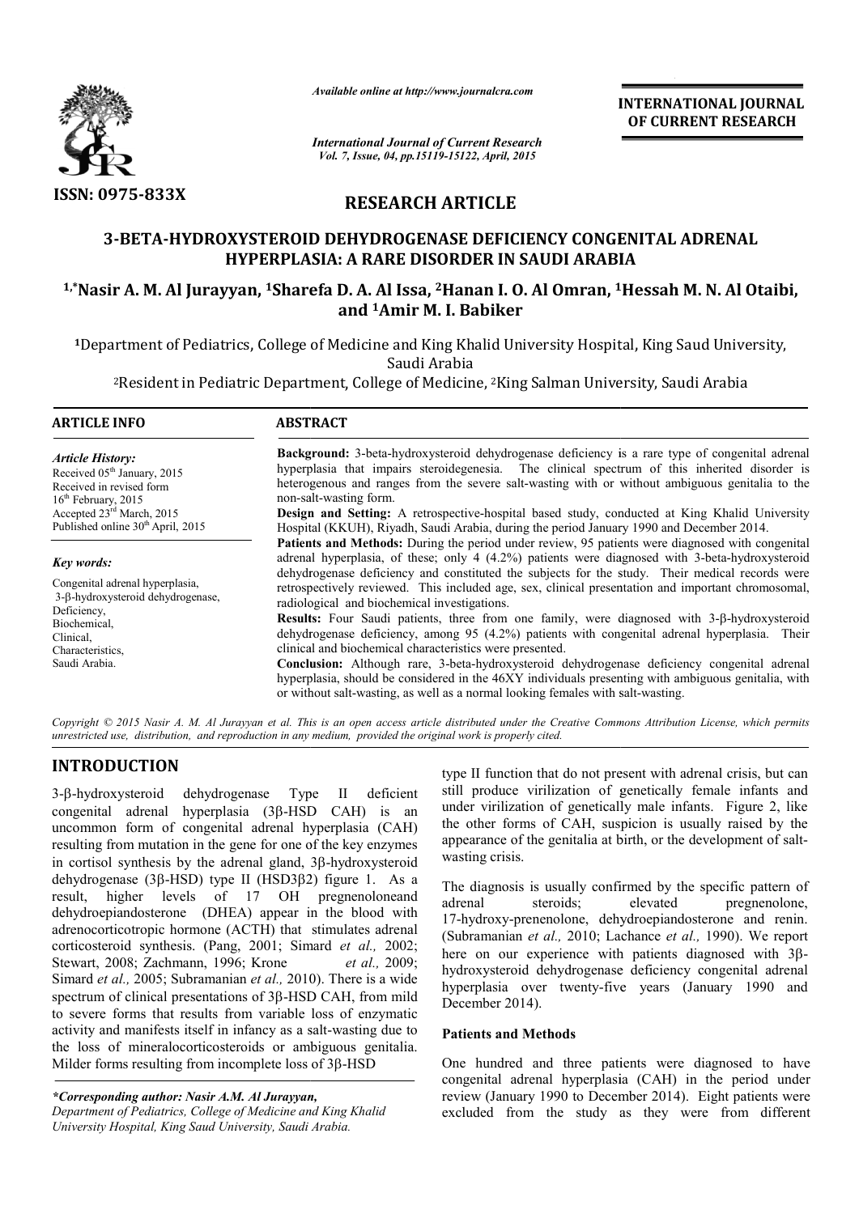*Available online at http://www.journalcra.com*

*International Journal of Current Research*
*Vol. 7, Issue, 04, pp.15119-15122, April, 2015*

**INTERNATIONAL JOURNAL OF CURRENT RESEARCH**

ISSN: 0975-833X

## RESEARCH ARTICLE

# 3-BETA-HYDROXYSTEROID DEHYDROGENASE DEFICIENCY CONGENITAL ADRENAL HYPERPLASIA: A RARE DISORDER IN SAUDI ARABIA

**[1,*]Nasir A. M. Al Jurayyan, [1]Sharefa D. A. Al Issa, [2]Hanan I. O. Al Omran, [1]Hessah M. N. Al Otaibi, and [1]Amir M. I. Babiker**

[1]Department of Pediatrics, College of Medicine and King Khalid University Hospital, King Saud University, Saudi Arabia

[2]Resident in Pediatric Department, College of Medicine, [2]King Salman University, Saudi Arabia

**ARTICLE INFO**

*Article History:*
Received 05th January, 2015
Received in revised form 16th February, 2015
Accepted 23rd March, 2015
Published online 30th April, 2015

*Key words:*
Congenital adrenal hyperplasia,
3-β-hydroxysteroid dehydrogenase,
Deficiency,
Biochemical,
Clinical,
Characteristics,
Saudi Arabia.

**ABSTRACT**

**Background:** 3-beta-hydroxysteroid dehydrogenase deficiency is a rare type of congenital adrenal hyperplasia that impairs steroidegenesia. The clinical spectrum of this inherited disorder is heterogenous and ranges from the severe salt-wasting with or without ambiguous genitalia to the non-salt-wasting form.

**Design and Setting:** A retrospective-hospital based study, conducted at King Khalid University Hospital (KKUH), Riyadh, Saudi Arabia, during the period January 1990 and December 2014.

**Patients and Methods:** During the period under review, 95 patients were diagnosed with congenital adrenal hyperplasia, of these; only 4 (4.2%) patients were diagnosed with 3-beta-hydroxysteroid dehydrogenase deficiency and constituted the subjects for the study. Their medical records were retrospectively reviewed. This included age, sex, clinical presentation and important chromosomal, radiological and biochemical investigations.

**Results:** Four Saudi patients, three from one family, were diagnosed with 3-β-hydroxysteroid dehydrogenase deficiency, among 95 (4.2%) patients with congenital adrenal hyperplasia. Their clinical and biochemical characteristics were presented.

**Conclusion:** Although rare, 3-beta-hydroxysteroid dehydrogenase deficiency congenital adrenal hyperplasia, should be considered in the 46XY individuals presenting with ambiguous genitalia, with or without salt-wasting, as well as a normal looking females with salt-wasting.

*Copyright © 2015 Nasir A. M. Al Jurayyan et al. This is an open access article distributed under the Creative Commons Attribution License, which permits unrestricted use, distribution, and reproduction in any medium, provided the original work is properly cited.*

## INTRODUCTION

3-β-hydroxysteroid dehydrogenase Type II deficient congenital adrenal hyperplasia (3β-HSD CAH) is an uncommon form of congenital adrenal hyperplasia (CAH) resulting from mutation in the gene for one of the key enzymes in cortisol synthesis by the adrenal gland, 3β-hydroxysteroid dehydrogenase (3β-HSD) type II (HSD3β2) figure 1. As a result, higher levels of 17 OH pregnenoloneand dehydroepiandosterone (DHEA) appear in the blood with adrenocorticotropic hormone (ACTH) that stimulates adrenal corticosteroid synthesis. (Pang, 2001; Simard *et al.,* 2002; Stewart, 2008; Zachmann, 1996; Krone *et al.,* 2009; Simard *et al.,* 2005; Subramanian *et al.,* 2010). There is a wide spectrum of clinical presentations of 3β-HSD CAH, from mild to severe forms that results from variable loss of enzymatic activity and manifests itself in infancy as a salt-wasting due to the loss of mineralocorticosteroids or ambiguous genitalia. Milder forms resulting from incomplete loss of 3β-HSD type II function that do not present with adrenal crisis, but can still produce virilization of genetically female infants and under virilization of genetically male infants. Figure 2, like the other forms of CAH, suspicion is usually raised by the appearance of the genitalia at birth, or the development of salt-wasting crisis.

The diagnosis is usually confirmed by the specific pattern of adrenal steroids; elevated pregnenolone, 17-hydroxy-prenenolone, dehydroepiandosterone and renin. (Subramanian *et al.,* 2010; Lachance *et al.,* 1990). We report here on our experience with patients diagnosed with 3β-hydroxysteroid dehydrogenase deficiency congenital adrenal hyperplasia over twenty-five years (January 1990 and December 2014).

### Patients and Methods

One hundred and three patients were diagnosed to have congenital adrenal hyperplasia (CAH) in the period under review (January 1990 to December 2014). Eight patients were excluded from the study as they were from different

*\*Corresponding author: Nasir A.M. Al Jurayyan,*
*Department of Pediatrics, College of Medicine and King Khalid University Hospital, King Saud University, Saudi Arabia.*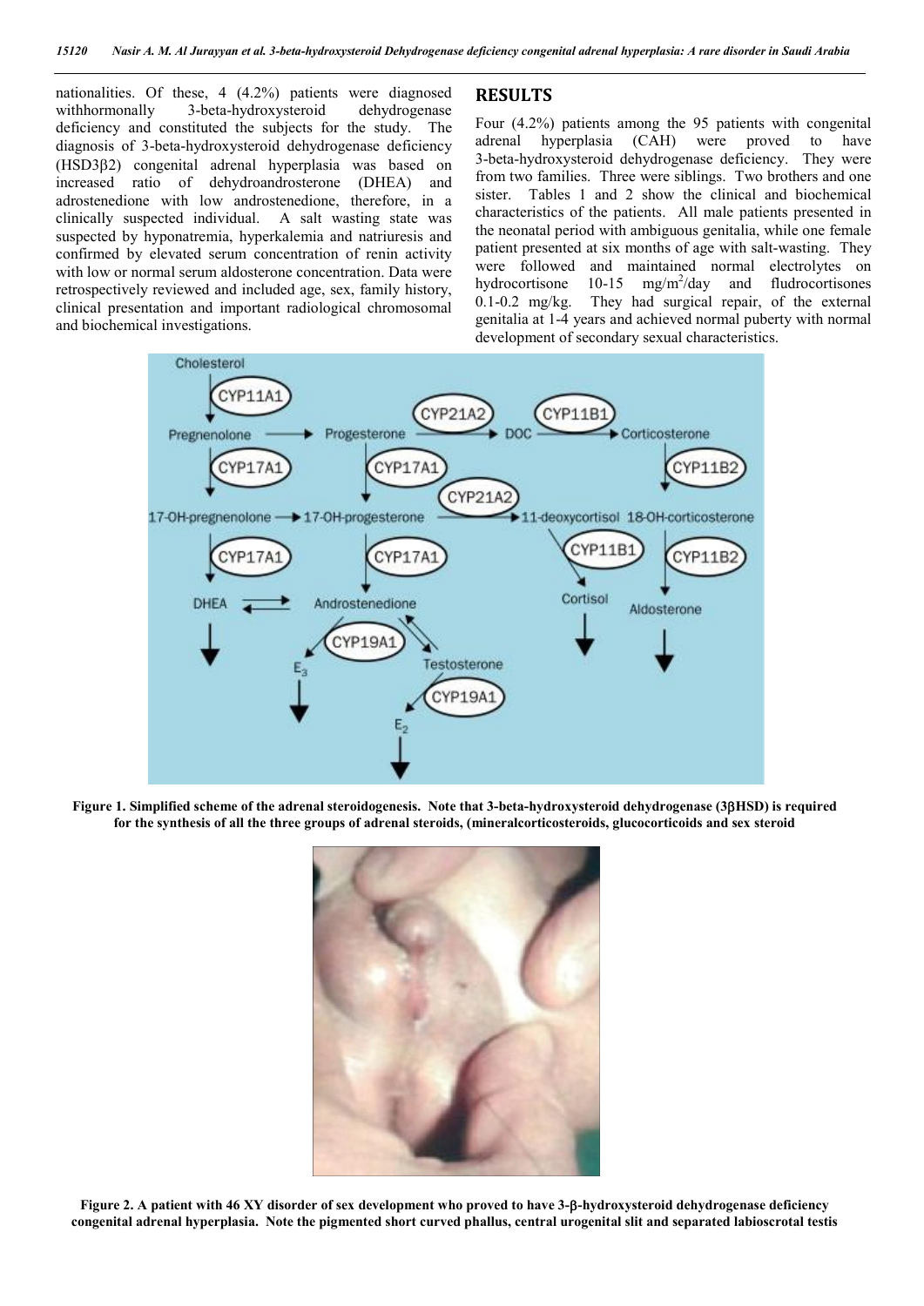nationalities. Of these, 4 (4.2%) patients were diagnosed withhormonally 3-beta-hydroxysteroid dehydrogenase deficiency and constituted the subjects for the study. The diagnosis of 3-beta-hydroxysteroid dehydrogenase deficiency (HSD3β2) congenital adrenal hyperplasia was based on increased ratio of dehydroandrosterone (DHEA) and adrostenedione with low androstenedione, therefore, in a clinically suspected individual. A salt wasting state was suspected by hyponatremia, hyperkalemia and natriuresis and confirmed by elevated serum concentration of renin activity with low or normal serum aldosterone concentration. Data were retrospectively reviewed and included age, sex, family history, clinical presentation and important radiological chromosomal and biochemical investigations.

## RESULTS

Four (4.2%) patients among the 95 patients with congenital adrenal hyperplasia (CAH) were proved to have 3-beta-hydroxysteroid dehydrogenase deficiency. They were from two families. Three were siblings. Two brothers and one sister. Tables 1 and 2 show the clinical and biochemical characteristics of the patients. All male patients presented in the neonatal period with ambiguous genitalia, while one female patient presented at six months of age with salt-wasting. They were followed and maintained normal electrolytes on hydrocortisone 10-15 mg/m$^2$/day and fludrocortisones 0.1-0.2 mg/kg. They had surgical repair, of the external genitalia at 1-4 years and achieved normal puberty with normal development of secondary sexual characteristics.

**Figure 1. Simplified scheme of the adrenal steroidogenesis. Note that 3-beta-hydroxysteroid dehydrogenase (3βHSD) is required for the synthesis of all the three groups of adrenal steroids, (mineralcorticosteroids, glucocorticoids and sex steroid**

**Figure 2. A patient with 46 XY disorder of sex development who proved to have 3-β-hydroxysteroid dehydrogenase deficiency congenital adrenal hyperplasia. Note the pigmented short curved phallus, central urogenital slit and separated labioscrotal testis**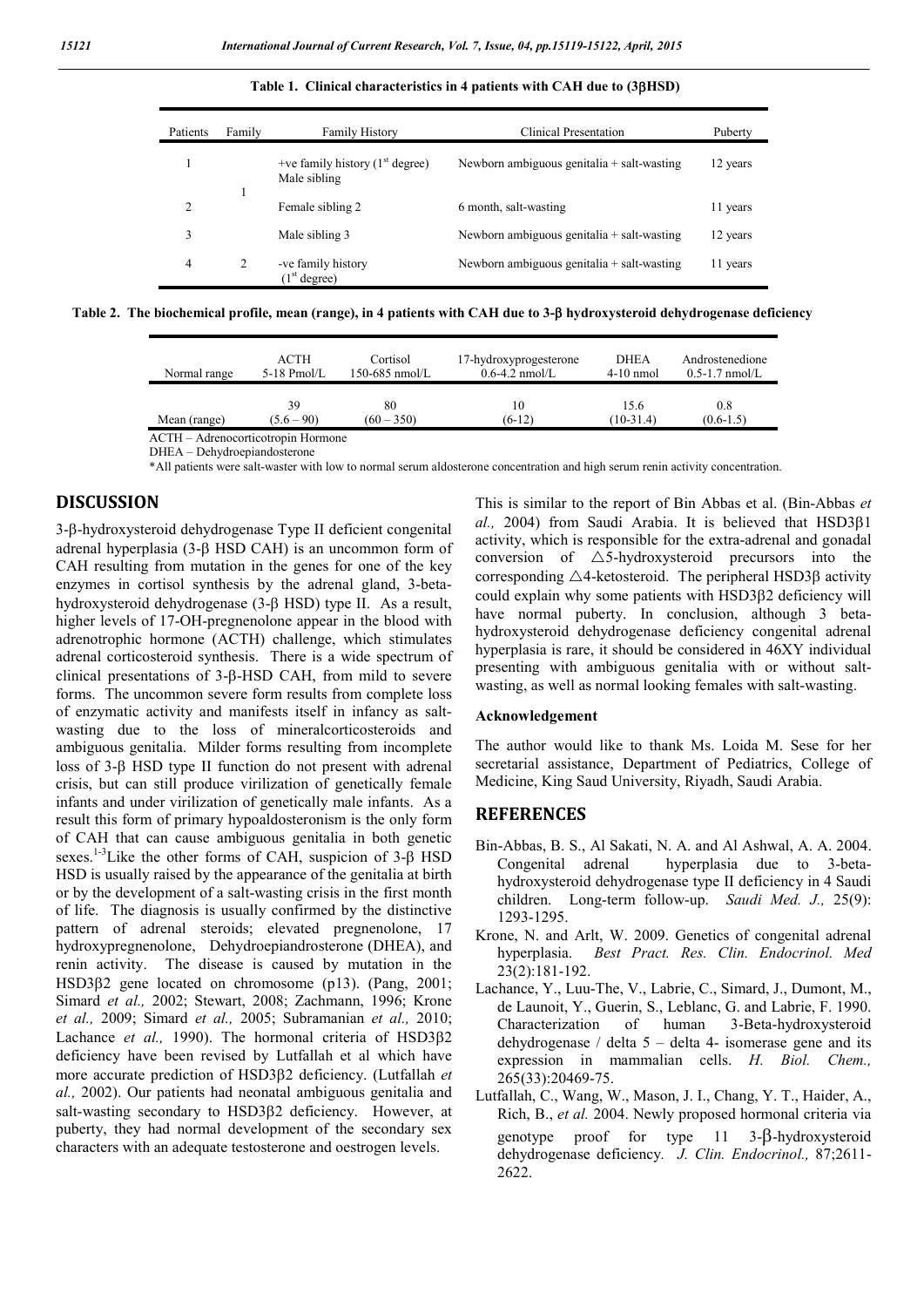**Table 1. Clinical characteristics in 4 patients with CAH due to (3βHSD)**

| Patients | Family | Family History | Clinical Presentation | Puberty |
|---|---|---|---|---|
| 1 | 1 | +ve family history (1st degree) Male sibling | Newborn ambiguous genitalia + salt-wasting | 12 years |
| 2 | | Female sibling 2 | 6 month, salt-wasting | 11 years |
| 3 | | Male sibling 3 | Newborn ambiguous genitalia + salt-wasting | 12 years |
| 4 | 2 | -ve family history (1st degree) | Newborn ambiguous genitalia + salt-wasting | 11 years |

**Table 2. The biochemical profile, mean (range), in 4 patients with CAH due to 3-β hydroxysteroid dehydrogenase deficiency**

| Normal range | ACTH 5-18 Pmol/L | Cortisol 150-685 nmol/L | 17-hydroxyprogesterone 0.6-4.2 nmol/L | DHEA 4-10 nmol | Androstenedione 0.5-1.7 nmol/L |
|---|---|---|---|---|---|
| Mean (range) | 39 (5.6 – 90) | 80 (60 – 350) | 10 (6-12) | 15.6 (10-31.4) | 0.8 (0.6-1.5) |

ACTH – Adrenocorticotropin Hormone

DHEA – Dehydroepiandosterone

*All patients were salt-waster with low to normal serum aldosterone concentration and high serum renin activity concentration.

## DISCUSSION

3-β-hydroxysteroid dehydrogenase Type II deficient congenital adrenal hyperplasia (3-β HSD CAH) is an uncommon form of CAH resulting from mutation in the genes for one of the key enzymes in cortisol synthesis by the adrenal gland, 3-beta-hydroxysteroid dehydrogenase (3-β HSD) type II. As a result, higher levels of 17-OH-pregnenolone appear in the blood with adrenotrophic hormone (ACTH) challenge, which stimulates adrenal corticosteroid synthesis. There is a wide spectrum of clinical presentations of 3-β-HSD CAH, from mild to severe forms. The uncommon severe form results from complete loss of enzymatic activity and manifests itself in infancy as salt-wasting due to the loss of mineralcorticosteroids and ambiguous genitalia. Milder forms resulting from incomplete loss of 3-β HSD type II function do not present with adrenal crisis, but can still produce virilization of genetically female infants and under virilization of genetically male infants. As a result this form of primary hypoaldosteronism is the only form of CAH that can cause ambiguous genitalia in both genetic sexes.[1-3] Like the other forms of CAH, suspicion of 3-β HSD HSD is usually raised by the appearance of the genitalia at birth or by the development of a salt-wasting crisis in the first month of life. The diagnosis is usually confirmed by the distinctive pattern of adrenal steroids; elevated pregnenolone, 17 hydroxypregnenolone, Dehydroepiandrosterone (DHEA), and renin activity. The disease is caused by mutation in the HSD3β2 gene located on chromosome (p13). (Pang, 2001; Simard *et al.,* 2002; Stewart, 2008; Zachmann, 1996; Krone *et al.,* 2009; Simard *et al.,* 2005; Subramanian *et al.,* 2010; Lachance *et al.,* 1990). The hormonal criteria of HSD3β2 deficiency have been revised by Lutfallah et al which have more accurate prediction of HSD3β2 deficiency. (Lutfallah *et al.,* 2002). Our patients had neonatal ambiguous genitalia and salt-wasting secondary to HSD3β2 deficiency. However, at puberty, they had normal development of the secondary sex characters with an adequate testosterone and oestrogen levels.

This is similar to the report of Bin Abbas et al. (Bin-Abbas *et al.,* 2004) from Saudi Arabia. It is believed that HSD3β1 activity, which is responsible for the extra-adrenal and gonadal conversion of △5-hydroxysteroid precursors into the corresponding △4-ketosteroid. The peripheral HSD3β activity could explain why some patients with HSD3β2 deficiency will have normal puberty. In conclusion, although 3 beta-hydroxysteroid dehydrogenase deficiency congenital adrenal hyperplasia is rare, it should be considered in 46XY individual presenting with ambiguous genitalia with or without salt-wasting, as well as normal looking females with salt-wasting.

### Acknowledgement

The author would like to thank Ms. Loida M. Sese for her secretarial assistance, Department of Pediatrics, College of Medicine, King Saud University, Riyadh, Saudi Arabia.

## REFERENCES

- Bin-Abbas, B. S., Al Sakati, N. A. and Al Ashwal, A. A. 2004. Congenital adrenal hyperplasia due to 3-beta-hydroxysteroid dehydrogenase type II deficiency in 4 Saudi children. Long-term follow-up. *Saudi Med. J.,* 25(9): 1293-1295.
- Krone, N. and Arlt, W. 2009. Genetics of congenital adrenal hyperplasia. *Best Pract. Res. Clin. Endocrinol. Med* 23(2):181-192.
- Lachance, Y., Luu-The, V., Labrie, C., Simard, J., Dumont, M., de Launoit, Y., Guerin, S., Leblanc, G. and Labrie, F. 1990. Characterization of human 3-Beta-hydroxysteroid dehydrogenase / delta 5 – delta 4- isomerase gene and its expression in mammalian cells. *H. Biol. Chem.,* 265(33):20469-75.
- Lutfallah, C., Wang, W., Mason, J. I., Chang, Y. T., Haider, A., Rich, B., *et al.* 2004. Newly proposed hormonal criteria via genotype proof for type 11 3-β-hydroxysteroid dehydrogenase deficiency. *J. Clin. Endocrinol.,* 87;2611-2622.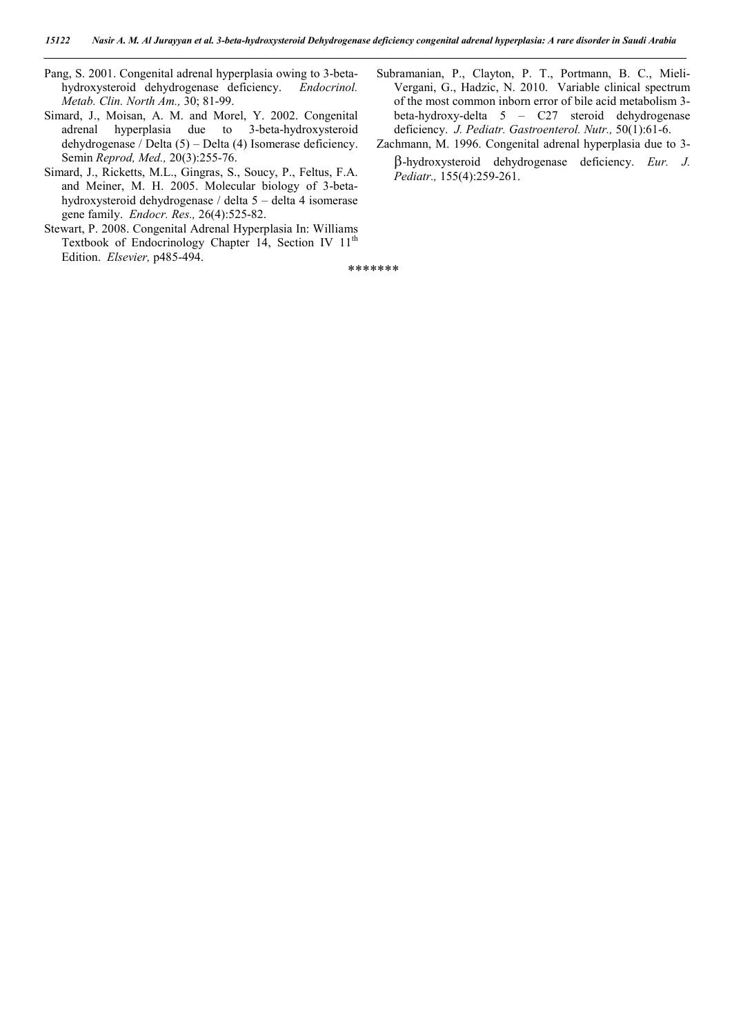Pang, S. 2001. Congenital adrenal hyperplasia owing to 3-beta-hydroxysteroid dehydrogenase deficiency. *Endocrinol. Metab. Clin. North Am.,* 30; 81-99.

Simard, J., Moisan, A. M. and Morel, Y. 2002. Congenital adrenal hyperplasia due to 3-beta-hydroxysteroid dehydrogenase / Delta (5) – Delta (4) Isomerase deficiency. Semin *Reprod, Med.,* 20(3):255-76.

Simard, J., Ricketts, M.L., Gingras, S., Soucy, P., Feltus, F.A. and Meiner, M. H. 2005. Molecular biology of 3-beta-hydroxysteroid dehydrogenase / delta 5 – delta 4 isomerase gene family. *Endocr. Res.,* 26(4):525-82.

Stewart, P. 2008. Congenital Adrenal Hyperplasia In: Williams Textbook of Endocrinology Chapter 14, Section IV 11th Edition. *Elsevier,* p485-494.

Subramanian, P., Clayton, P. T., Portmann, B. C., Mieli-Vergani, G., Hadzic, N. 2010. Variable clinical spectrum of the most common inborn error of bile acid metabolism 3-beta-hydroxy-delta 5 – C27 steroid dehydrogenase deficiency. *J. Pediatr. Gastroenterol. Nutr.,* 50(1):61-6.

Zachmann, M. 1996. Congenital adrenal hyperplasia due to 3-β-hydroxysteroid dehydrogenase deficiency. *Eur. J. Pediatr.,* 155(4):259-261.

*******